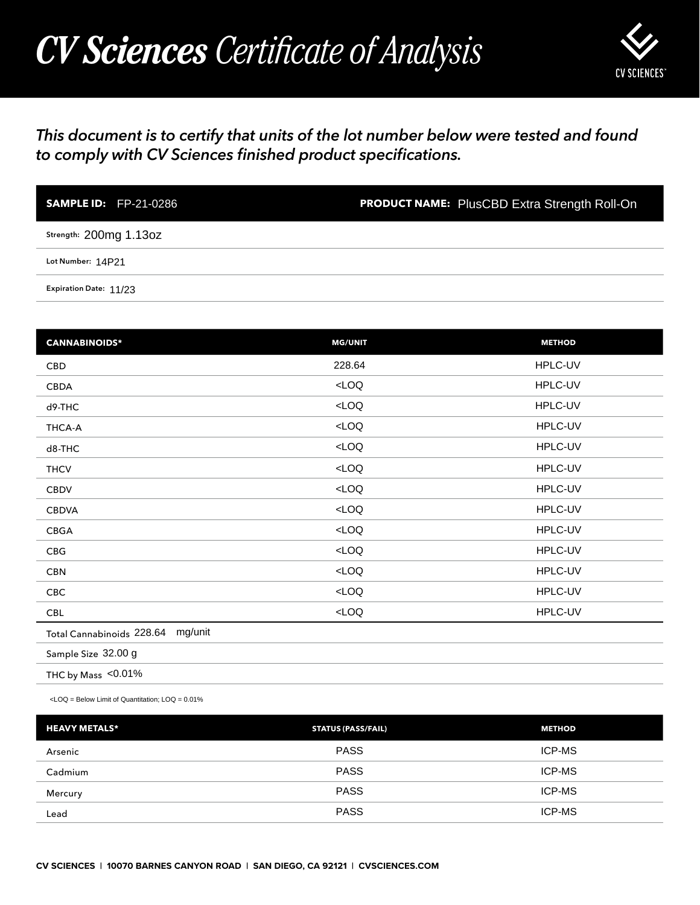# CV Sciences *Certificate of Analysis*

CV SCIENCES

*This document is to certify that units of the lot number below were tested and found to comply with CV Sciences finished product specifications.*

**SAMPLE ID:** FP-21-0286 **PRODUCT NAME:** PlusCBD Extra Strength Roll-On

Strength: 200mg 1.13oz

Lot Number: 14P21

Expiration Date: 11/23

| CANNABINOIDS* | MG/UNIT | METHOD |
|---|---|---|
| CBD | 228.64 | HPLC-UV |
| CBDA | <LOQ | HPLC-UV |
| d9-THC | <LOQ | HPLC-UV |
| THCA-A | <LOQ | HPLC-UV |
| d8-THC | <LOQ | HPLC-UV |
| THCV | <LOQ | HPLC-UV |
| CBDV | <LOQ | HPLC-UV |
| CBDVA | <LOQ | HPLC-UV |
| CBGA | <LOQ | HPLC-UV |
| CBG | <LOQ | HPLC-UV |
| CBN | <LOQ | HPLC-UV |
| CBC | <LOQ | HPLC-UV |
| CBL | <LOQ | HPLC-UV |

Total Cannabinoids 228.64 mg/unit

Sample Size 32.00 g

THC by Mass <0.01%

<LOQ = Below Limit of Quantitation; LOQ = 0.01%

| HEAVY METALS* | STATUS (PASS/FAIL) | METHOD |
|---|---|---|
| Arsenic | PASS | ICP-MS |
| Cadmium | PASS | ICP-MS |
| Mercury | PASS | ICP-MS |
| Lead | PASS | ICP-MS |

CV SCIENCES | 10070 BARNES CANYON ROAD | SAN DIEGO, CA 92121 | CVSCIENCES.COM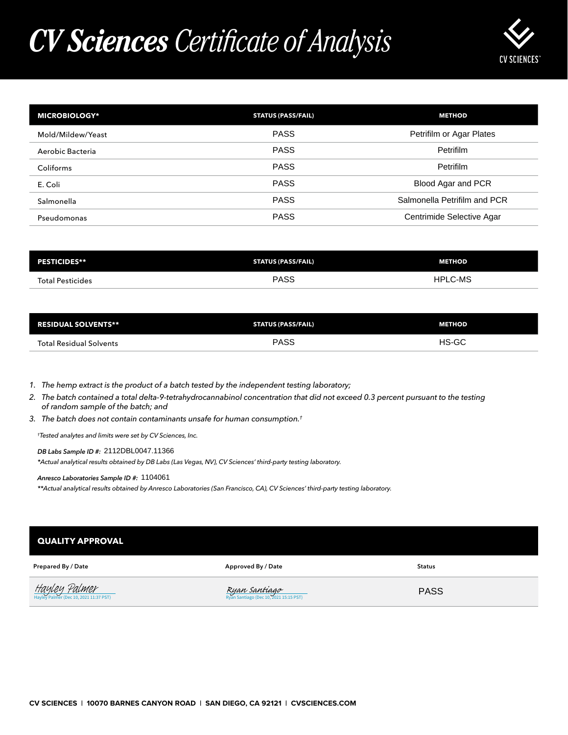# CV Sciences Certificate of Analysis

| MICROBIOLOGY* | STATUS (PASS/FAIL) | METHOD |
| --- | --- | --- |
| Mold/Mildew/Yeast | PASS | Petrifilm or Agar Plates |
| Aerobic Bacteria | PASS | Petrifilm |
| Coliforms | PASS | Petrifilm |
| E. Coli | PASS | Blood Agar and PCR |
| Salmonella | PASS | Salmonella Petrifilm and PCR |
| Pseudomonas | PASS | Centrimide Selective Agar |

| PESTICIDES** | STATUS (PASS/FAIL) | METHOD |
| --- | --- | --- |
| Total Pesticides | PASS | HPLC-MS |

| RESIDUAL SOLVENTS** | STATUS (PASS/FAIL) | METHOD |
| --- | --- | --- |
| Total Residual Solvents | PASS | HS-GC |

1. *The hemp extract is the product of a batch tested by the independent testing laboratory;*
2. *The batch contained a total delta-9-tetrahydrocannabinol concentration that did not exceed 0.3 percent pursuant to the testing of random sample of the batch; and*
3. *The batch does not contain contaminants unsafe for human consumption.†*

*†Tested analytes and limits were set by CV Sciences, Inc.*

***DB Labs Sample ID #:*** 2112DBL0047.11366

**Actual analytical results obtained by DB Labs (Las Vegas, NV), CV Sciences' third-party testing laboratory.*

***Anresco Laboratories Sample ID #:*** 1104061

***Actual analytical results obtained by Anresco Laboratories (San Francisco, CA), CV Sciences' third-party testing laboratory.*

## QUALITY APPROVAL

| Prepared By / Date | Approved By / Date | Status |
| --- | --- | --- |
| Hayley Palmer<br>Hayley Palmer (Dec 10, 2021 11:37 PST) | Ryan Santiago<br>Ryan Santiago (Dec 10, 2021 15:15 PST) | PASS |

**CV SCIENCES | 10070 BARNES CANYON ROAD | SAN DIEGO, CA 92121 | CVSCIENCES.COM**